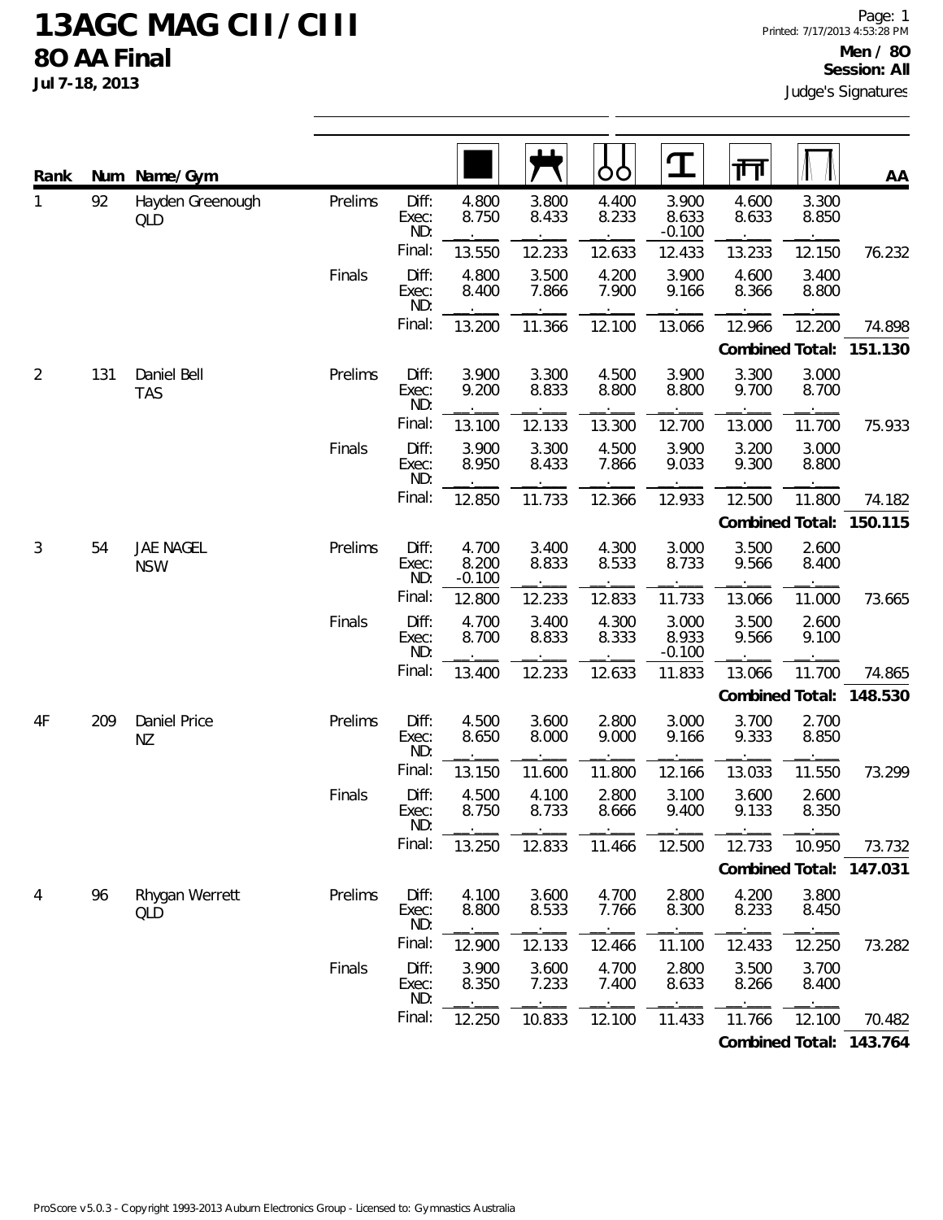# 13AGC MAG CII / CIII

## 8O AA Final

**Jul 7-18, 2013**

Printed: 7/17/2013 4:53:28 PM

**Men / 8O**
**Session: All**

Judge's Signatures

| Rank | Num | Name/Gym | | | Floor | Pommel Horse | Rings | Vault | Parallel Bars | High Bar | AA |
|---|---|---|---|---|---|---|---|---|---|---|---|
| 1 | 92 | Hayden Greenough QLD | Prelims | Diff: | 4.800 | 3.800 | 4.400 | 3.900 | 4.600 | 3.300 | |
| | | | | Exec: | 8.750 | 8.433 | 8.233 | 8.633 | 8.633 | 8.850 | |
| | | | | ND: | | | | -0.100 | | | |
| | | | | Final: | 13.550 | 12.233 | 12.633 | 12.433 | 13.233 | 12.150 | 76.232 |
| | | | Finals | Diff: | 4.800 | 3.500 | 4.200 | 3.900 | 4.600 | 3.400 | |
| | | | | Exec: | 8.400 | 7.866 | 7.900 | 9.166 | 8.366 | 8.800 | |
| | | | | ND: | | | | | | | |
| | | | | Final: | 13.200 | 11.366 | 12.100 | 13.066 | 12.966 | 12.200 | 74.898 |
| | | | | | | | | | **Combined Total:** | | **151.130** |
| 2 | 131 | Daniel Bell TAS | Prelims | Diff: | 3.900 | 3.300 | 4.500 | 3.900 | 3.300 | 3.000 | |
| | | | | Exec: | 9.200 | 8.833 | 8.800 | 8.800 | 9.700 | 8.700 | |
| | | | | ND: | | | | | | | |
| | | | | Final: | 13.100 | 12.133 | 13.300 | 12.700 | 13.000 | 11.700 | 75.933 |
| | | | Finals | Diff: | 3.900 | 3.300 | 4.500 | 3.900 | 3.200 | 3.000 | |
| | | | | Exec: | 8.950 | 8.433 | 7.866 | 9.033 | 9.300 | 8.800 | |
| | | | | ND: | | | | | | | |
| | | | | Final: | 12.850 | 11.733 | 12.366 | 12.933 | 12.500 | 11.800 | 74.182 |
| | | | | | | | | | **Combined Total:** | | **150.115** |
| 3 | 54 | JAE NAGEL NSW | Prelims | Diff: | 4.700 | 3.400 | 4.300 | 3.000 | 3.500 | 2.600 | |
| | | | | Exec: | 8.200 | 8.833 | 8.533 | 8.733 | 9.566 | 8.400 | |
| | | | | ND: | -0.100 | | | | | | |
| | | | | Final: | 12.800 | 12.233 | 12.833 | 11.733 | 13.066 | 11.000 | 73.665 |
| | | | Finals | Diff: | 4.700 | 3.400 | 4.300 | 3.000 | 3.500 | 2.600 | |
| | | | | Exec: | 8.700 | 8.833 | 8.333 | 8.933 | 9.566 | 9.100 | |
| | | | | ND: | | | | -0.100 | | | |
| | | | | Final: | 13.400 | 12.233 | 12.633 | 11.833 | 13.066 | 11.700 | 74.865 |
| | | | | | | | | | **Combined Total:** | | **148.530** |
| 4F | 209 | Daniel Price NZ | Prelims | Diff: | 4.500 | 3.600 | 2.800 | 3.000 | 3.700 | 2.700 | |
| | | | | Exec: | 8.650 | 8.000 | 9.000 | 9.166 | 9.333 | 8.850 | |
| | | | | ND: | | | | | | | |
| | | | | Final: | 13.150 | 11.600 | 11.800 | 12.166 | 13.033 | 11.550 | 73.299 |
| | | | Finals | Diff: | 4.500 | 4.100 | 2.800 | 3.100 | 3.600 | 2.600 | |
| | | | | Exec: | 8.750 | 8.733 | 8.666 | 9.400 | 9.133 | 8.350 | |
| | | | | ND: | | | | | | | |
| | | | | Final: | 13.250 | 12.833 | 11.466 | 12.500 | 12.733 | 10.950 | 73.732 |
| | | | | | | | | | **Combined Total:** | | **147.031** |
| 4 | 96 | Rhygan Werrett QLD | Prelims | Diff: | 4.100 | 3.600 | 4.700 | 2.800 | 4.200 | 3.800 | |
| | | | | Exec: | 8.800 | 8.533 | 7.766 | 8.300 | 8.233 | 8.450 | |
| | | | | ND: | | | | | | | |
| | | | | Final: | 12.900 | 12.133 | 12.466 | 11.100 | 12.433 | 12.250 | 73.282 |
| | | | Finals | Diff: | 3.900 | 3.600 | 4.700 | 2.800 | 3.500 | 3.700 | |
| | | | | Exec: | 8.350 | 7.233 | 7.400 | 8.633 | 8.266 | 8.400 | |
| | | | | ND: | | | | | | | |
| | | | | Final: | 12.250 | 10.833 | 12.100 | 11.433 | 11.766 | 12.100 | 70.482 |
| | | | | | | | | | **Combined Total:** | | **143.764** |

ProScore v5.0.3 - Copyright 1993-2013 Auburn Electronics Group - Licensed to: Gymnastics Australia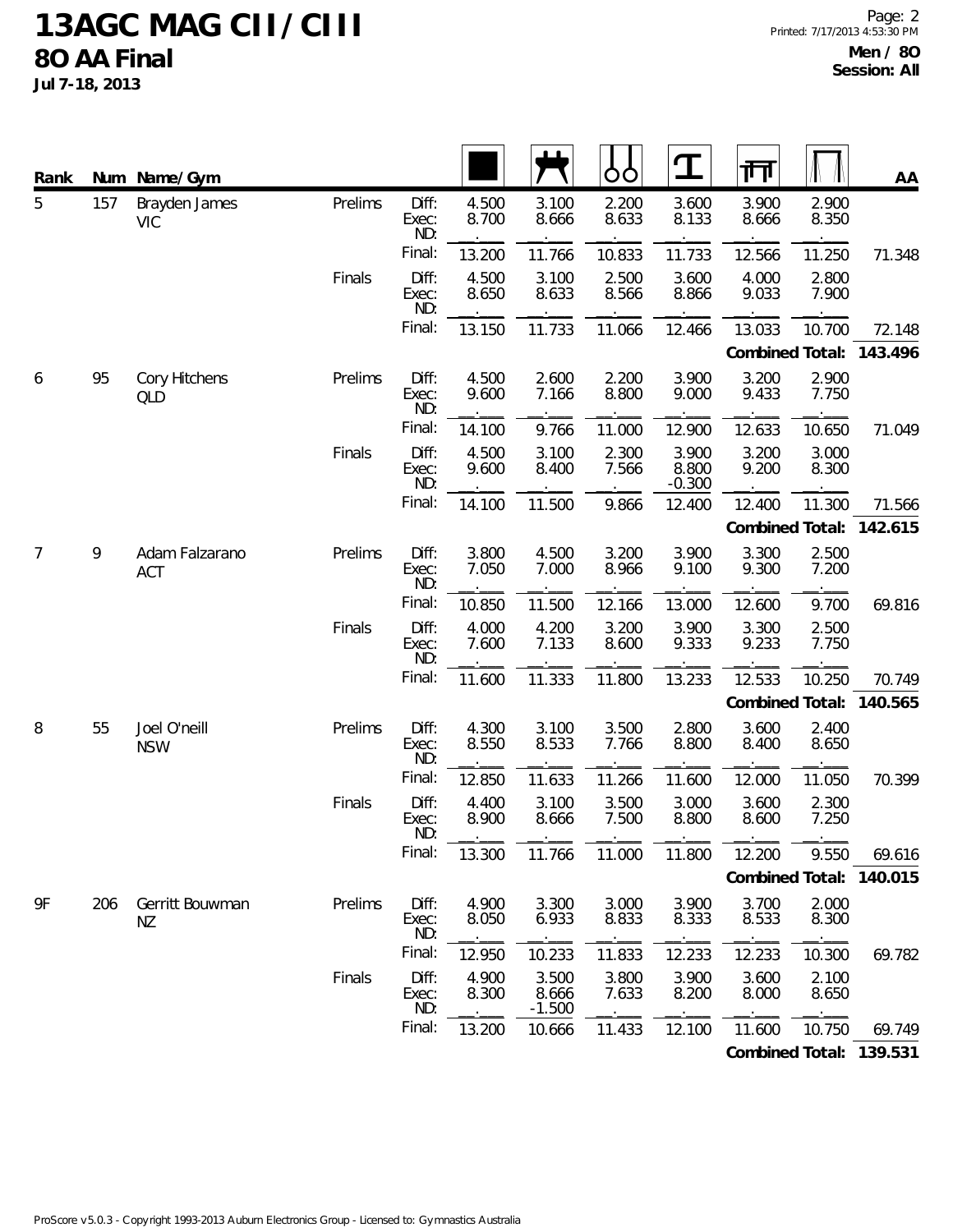# 13AGC MAG CII / CIII

## 8O AA Final

**Jul 7-18, 2013**

**Men / 8O**
**Session: All**

| Rank | Num | Name/Gym | | | Floor | Pommel Horse | Rings | Vault | Parallel Bars | High Bar | AA |
|---|---|---|---|---|---|---|---|---|---|---|---|
| 5 | 157 | Brayden James VIC | Prelims | Diff: | 4.500 | 3.100 | 2.200 | 3.600 | 3.900 | 2.900 | |
| | | | | Exec: | 8.700 | 8.666 | 8.633 | 8.133 | 8.666 | 8.350 | |
| | | | | ND: | | | | | | | |
| | | | | Final: | 13.200 | 11.766 | 10.833 | 11.733 | 12.566 | 11.250 | 71.348 |
| | | | Finals | Diff: | 4.500 | 3.100 | 2.500 | 3.600 | 4.000 | 2.800 | |
| | | | | Exec: | 8.650 | 8.633 | 8.566 | 8.866 | 9.033 | 7.900 | |
| | | | | ND: | | | | | | | |
| | | | | Final: | 13.150 | 11.733 | 11.066 | 12.466 | 13.033 | 10.700 | 72.148 |
| | | | | | | | | | **Combined Total:** | | **143.496** |
| 6 | 95 | Cory Hitchens QLD | Prelims | Diff: | 4.500 | 2.600 | 2.200 | 3.900 | 3.200 | 2.900 | |
| | | | | Exec: | 9.600 | 7.166 | 8.800 | 9.000 | 9.433 | 7.750 | |
| | | | | ND: | | | | | | | |
| | | | | Final: | 14.100 | 9.766 | 11.000 | 12.900 | 12.633 | 10.650 | 71.049 |
| | | | Finals | Diff: | 4.500 | 3.100 | 2.300 | 3.900 | 3.200 | 3.000 | |
| | | | | Exec: | 9.600 | 8.400 | 7.566 | 8.800 | 9.200 | 8.300 | |
| | | | | ND: | | | | -0.300 | | | |
| | | | | Final: | 14.100 | 11.500 | 9.866 | 12.400 | 12.400 | 11.300 | 71.566 |
| | | | | | | | | | **Combined Total:** | | **142.615** |
| 7 | 9 | Adam Falzarano ACT | Prelims | Diff: | 3.800 | 4.500 | 3.200 | 3.900 | 3.300 | 2.500 | |
| | | | | Exec: | 7.050 | 7.000 | 8.966 | 9.100 | 9.300 | 7.200 | |
| | | | | ND: | | | | | | | |
| | | | | Final: | 10.850 | 11.500 | 12.166 | 13.000 | 12.600 | 9.700 | 69.816 |
| | | | Finals | Diff: | 4.000 | 4.200 | 3.200 | 3.900 | 3.300 | 2.500 | |
| | | | | Exec: | 7.600 | 7.133 | 8.600 | 9.333 | 9.233 | 7.750 | |
| | | | | ND: | | | | | | | |
| | | | | Final: | 11.600 | 11.333 | 11.800 | 13.233 | 12.533 | 10.250 | 70.749 |
| | | | | | | | | | **Combined Total:** | | **140.565** |
| 8 | 55 | Joel O'neill NSW | Prelims | Diff: | 4.300 | 3.100 | 3.500 | 2.800 | 3.600 | 2.400 | |
| | | | | Exec: | 8.550 | 8.533 | 7.766 | 8.800 | 8.400 | 8.650 | |
| | | | | ND: | | | | | | | |
| | | | | Final: | 12.850 | 11.633 | 11.266 | 11.600 | 12.000 | 11.050 | 70.399 |
| | | | Finals | Diff: | 4.400 | 3.100 | 3.500 | 3.000 | 3.600 | 2.300 | |
| | | | | Exec: | 8.900 | 8.666 | 7.500 | 8.800 | 8.600 | 7.250 | |
| | | | | ND: | | | | | | | |
| | | | | Final: | 13.300 | 11.766 | 11.000 | 11.800 | 12.200 | 9.550 | 69.616 |
| | | | | | | | | | **Combined Total:** | | **140.015** |
| 9F | 206 | Gerritt Bouwman NZ | Prelims | Diff: | 4.900 | 3.300 | 3.000 | 3.900 | 3.700 | 2.000 | |
| | | | | Exec: | 8.050 | 6.933 | 8.833 | 8.333 | 8.533 | 8.300 | |
| | | | | ND: | | | | | | | |
| | | | | Final: | 12.950 | 10.233 | 11.833 | 12.233 | 12.233 | 10.300 | 69.782 |
| | | | Finals | Diff: | 4.900 | 3.500 | 3.800 | 3.900 | 3.600 | 2.100 | |
| | | | | Exec: | 8.300 | 8.666 | 7.633 | 8.200 | 8.000 | 8.650 | |
| | | | | ND: | | -1.500 | | | | | |
| | | | | Final: | 13.200 | 10.666 | 11.433 | 12.100 | 11.600 | 10.750 | 69.749 |
| | | | | | | | | | **Combined Total:** | | **139.531** |

ProScore v5.0.3 - Copyright 1993-2013 Auburn Electronics Group - Licensed to: Gymnastics Australia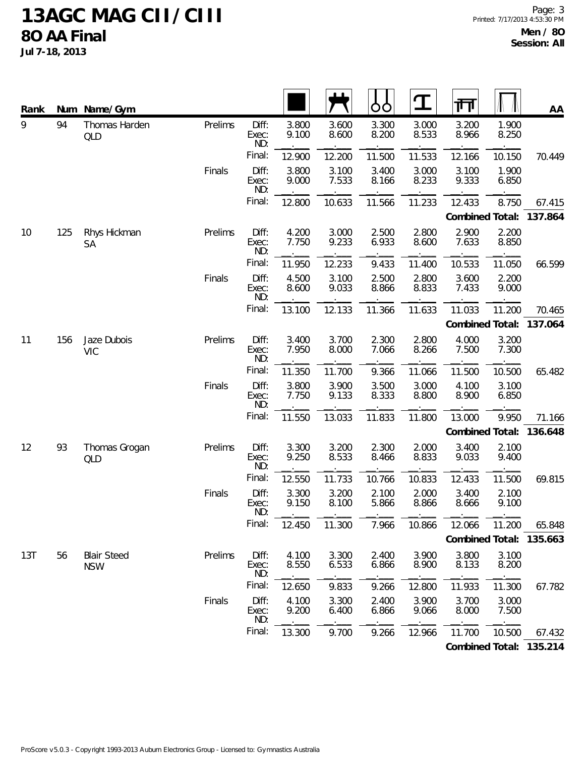# 13AGC MAG CII / CIII

## 8O AA Final

**Jul 7-18, 2013**

**Men / 8O**
**Session: All**

| Rank | Num | Name/Gym | | | Floor | Pommel Horse | Rings | Vault | Parallel Bars | High Bar | AA |
|---|---|---|---|---|---|---|---|---|---|---|---|
| 9 | 94 | Thomas Harden QLD | Prelims | Diff: | 3.800 | 3.600 | 3.300 | 3.000 | 3.200 | 1.900 | |
| | | | | Exec: | 9.100 | 8.600 | 8.200 | 8.533 | 8.966 | 8.250 | |
| | | | | ND: | . | . | . | . | . | . | |
| | | | | Final: | 12.900 | 12.200 | 11.500 | 11.533 | 12.166 | 10.150 | 70.449 |
| | | | Finals | Diff: | 3.800 | 3.100 | 3.400 | 3.000 | 3.100 | 1.900 | |
| | | | | Exec: | 9.000 | 7.533 | 8.166 | 8.233 | 9.333 | 6.850 | |
| | | | | ND: | . | . | . | . | . | . | |
| | | | | Final: | 12.800 | 10.633 | 11.566 | 11.233 | 12.433 | 8.750 | 67.415 |
| | | | | | | | | | **Combined Total:** | | **137.864** |
| 10 | 125 | Rhys Hickman SA | Prelims | Diff: | 4.200 | 3.000 | 2.500 | 2.800 | 2.900 | 2.200 | |
| | | | | Exec: | 7.750 | 9.233 | 6.933 | 8.600 | 7.633 | 8.850 | |
| | | | | ND: | . | . | . | . | . | . | |
| | | | | Final: | 11.950 | 12.233 | 9.433 | 11.400 | 10.533 | 11.050 | 66.599 |
| | | | Finals | Diff: | 4.500 | 3.100 | 2.500 | 2.800 | 3.600 | 2.200 | |
| | | | | Exec: | 8.600 | 9.033 | 8.866 | 8.833 | 7.433 | 9.000 | |
| | | | | ND: | . | . | . | . | . | . | |
| | | | | Final: | 13.100 | 12.133 | 11.366 | 11.633 | 11.033 | 11.200 | 70.465 |
| | | | | | | | | | **Combined Total:** | | **137.064** |
| 11 | 156 | Jaze Dubois VIC | Prelims | Diff: | 3.400 | 3.700 | 2.300 | 2.800 | 4.000 | 3.200 | |
| | | | | Exec: | 7.950 | 8.000 | 7.066 | 8.266 | 7.500 | 7.300 | |
| | | | | ND: | . | . | . | . | . | . | |
| | | | | Final: | 11.350 | 11.700 | 9.366 | 11.066 | 11.500 | 10.500 | 65.482 |
| | | | Finals | Diff: | 3.800 | 3.900 | 3.500 | 3.000 | 4.100 | 3.100 | |
| | | | | Exec: | 7.750 | 9.133 | 8.333 | 8.800 | 8.900 | 6.850 | |
| | | | | ND: | . | . | . | . | . | . | |
| | | | | Final: | 11.550 | 13.033 | 11.833 | 11.800 | 13.000 | 9.950 | 71.166 |
| | | | | | | | | | **Combined Total:** | | **136.648** |
| 12 | 93 | Thomas Grogan QLD | Prelims | Diff: | 3.300 | 3.200 | 2.300 | 2.000 | 3.400 | 2.100 | |
| | | | | Exec: | 9.250 | 8.533 | 8.466 | 8.833 | 9.033 | 9.400 | |
| | | | | ND: | . | . | . | . | . | . | |
| | | | | Final: | 12.550 | 11.733 | 10.766 | 10.833 | 12.433 | 11.500 | 69.815 |
| | | | Finals | Diff: | 3.300 | 3.200 | 2.100 | 2.000 | 3.400 | 2.100 | |
| | | | | Exec: | 9.150 | 8.100 | 5.866 | 8.866 | 8.666 | 9.100 | |
| | | | | ND: | . | . | . | . | . | . | |
| | | | | Final: | 12.450 | 11.300 | 7.966 | 10.866 | 12.066 | 11.200 | 65.848 |
| | | | | | | | | | **Combined Total:** | | **135.663** |
| 13T | 56 | Blair Steed NSW | Prelims | Diff: | 4.100 | 3.300 | 2.400 | 3.900 | 3.800 | 3.100 | |
| | | | | Exec: | 8.550 | 6.533 | 6.866 | 8.900 | 8.133 | 8.200 | |
| | | | | ND: | . | . | . | . | . | . | |
| | | | | Final: | 12.650 | 9.833 | 9.266 | 12.800 | 11.933 | 11.300 | 67.782 |
| | | | Finals | Diff: | 4.100 | 3.300 | 2.400 | 3.900 | 3.700 | 3.000 | |
| | | | | Exec: | 9.200 | 6.400 | 6.866 | 9.066 | 8.000 | 7.500 | |
| | | | | ND: | . | . | . | . | . | . | |
| | | | | Final: | 13.300 | 9.700 | 9.266 | 12.966 | 11.700 | 10.500 | 67.432 |
| | | | | | | | | | **Combined Total:** | | **135.214** |

ProScore v5.0.3 - Copyright 1993-2013 Auburn Electronics Group - Licensed to: Gymnastics Australia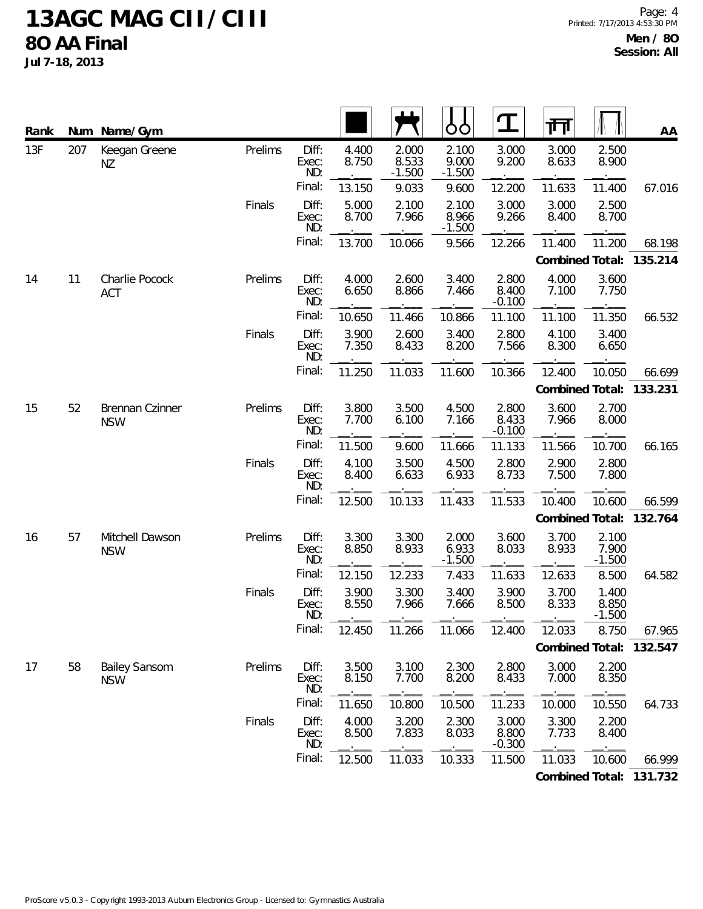# 13AGC MAG CII / CIII

## 8O AA Final

**Jul 7-18, 2013**

**Men / 8O**
**Session: All**

Apparatus columns (left to right): Floor, Pommel Horse, Rings, Vault, Parallel Bars, Horizontal Bar.

| Rank | Num | Name/Gym | | | Floor | Pommel Horse | Rings | Vault | Parallel Bars | Horizontal Bar | AA |
|---|---|---|---|---|---|---|---|---|---|---|---|
| 13F | 207 | Keegan Greene NZ | Prelims | Diff: | 4.400 | 2.000 | 2.100 | 3.000 | 3.000 | 2.500 | |
| | | | | Exec: | 8.750 | 8.533 | 9.000 | 9.200 | 8.633 | 8.900 | |
| | | | | ND: | | -1.500 | -1.500 | | | | |
| | | | | Final: | 13.150 | 9.033 | 9.600 | 12.200 | 11.633 | 11.400 | 67.016 |
| | | | Finals | Diff: | 5.000 | 2.100 | 2.100 | 3.000 | 3.000 | 2.500 | |
| | | | | Exec: | 8.700 | 7.966 | 8.966 | 9.266 | 8.400 | 8.700 | |
| | | | | ND: | | | -1.500 | | | | |
| | | | | Final: | 13.700 | 10.066 | 9.566 | 12.266 | 11.400 | 11.200 | 68.198 |
| | | | | | | | | | | **Combined Total:** | **135.214** |
| 14 | 11 | Charlie Pocock ACT | Prelims | Diff: | 4.000 | 2.600 | 3.400 | 2.800 | 4.000 | 3.600 | |
| | | | | Exec: | 6.650 | 8.866 | 7.466 | 8.400 | 7.100 | 7.750 | |
| | | | | ND: | | | | -0.100 | | | |
| | | | | Final: | 10.650 | 11.466 | 10.866 | 11.100 | 11.100 | 11.350 | 66.532 |
| | | | Finals | Diff: | 3.900 | 2.600 | 3.400 | 2.800 | 4.100 | 3.400 | |
| | | | | Exec: | 7.350 | 8.433 | 8.200 | 7.566 | 8.300 | 6.650 | |
| | | | | ND: | | | | | | | |
| | | | | Final: | 11.250 | 11.033 | 11.600 | 10.366 | 12.400 | 10.050 | 66.699 |
| | | | | | | | | | | **Combined Total:** | **133.231** |
| 15 | 52 | Brennan Czinner NSW | Prelims | Diff: | 3.800 | 3.500 | 4.500 | 2.800 | 3.600 | 2.700 | |
| | | | | Exec: | 7.700 | 6.100 | 7.166 | 8.433 | 7.966 | 8.000 | |
| | | | | ND: | | | | -0.100 | | | |
| | | | | Final: | 11.500 | 9.600 | 11.666 | 11.133 | 11.566 | 10.700 | 66.165 |
| | | | Finals | Diff: | 4.100 | 3.500 | 4.500 | 2.800 | 2.900 | 2.800 | |
| | | | | Exec: | 8.400 | 6.633 | 6.933 | 8.733 | 7.500 | 7.800 | |
| | | | | ND: | | | | | | | |
| | | | | Final: | 12.500 | 10.133 | 11.433 | 11.533 | 10.400 | 10.600 | 66.599 |
| | | | | | | | | | | **Combined Total:** | **132.764** |
| 16 | 57 | Mitchell Dawson NSW | Prelims | Diff: | 3.300 | 3.300 | 2.000 | 3.600 | 3.700 | 2.100 | |
| | | | | Exec: | 8.850 | 8.933 | 6.933 | 8.033 | 8.933 | 7.900 | |
| | | | | ND: | | | -1.500 | | | -1.500 | |
| | | | | Final: | 12.150 | 12.233 | 7.433 | 11.633 | 12.633 | 8.500 | 64.582 |
| | | | Finals | Diff: | 3.900 | 3.300 | 3.400 | 3.900 | 3.700 | 1.400 | |
| | | | | Exec: | 8.550 | 7.966 | 7.666 | 8.500 | 8.333 | 8.850 | |
| | | | | ND: | | | | | | -1.500 | |
| | | | | Final: | 12.450 | 11.266 | 11.066 | 12.400 | 12.033 | 8.750 | 67.965 |
| | | | | | | | | | | **Combined Total:** | **132.547** |
| 17 | 58 | Bailey Sansom NSW | Prelims | Diff: | 3.500 | 3.100 | 2.300 | 2.800 | 3.000 | 2.200 | |
| | | | | Exec: | 8.150 | 7.700 | 8.200 | 8.433 | 7.000 | 8.350 | |
| | | | | ND: | | | | | | | |
| | | | | Final: | 11.650 | 10.800 | 10.500 | 11.233 | 10.000 | 10.550 | 64.733 |
| | | | Finals | Diff: | 4.000 | 3.200 | 2.300 | 3.000 | 3.300 | 2.200 | |
| | | | | Exec: | 8.500 | 7.833 | 8.033 | 8.800 | 7.733 | 8.400 | |
| | | | | ND: | | | | -0.300 | | | |
| | | | | Final: | 12.500 | 11.033 | 10.333 | 11.500 | 11.033 | 10.600 | 66.999 |
| | | | | | | | | | | **Combined Total:** | **131.732** |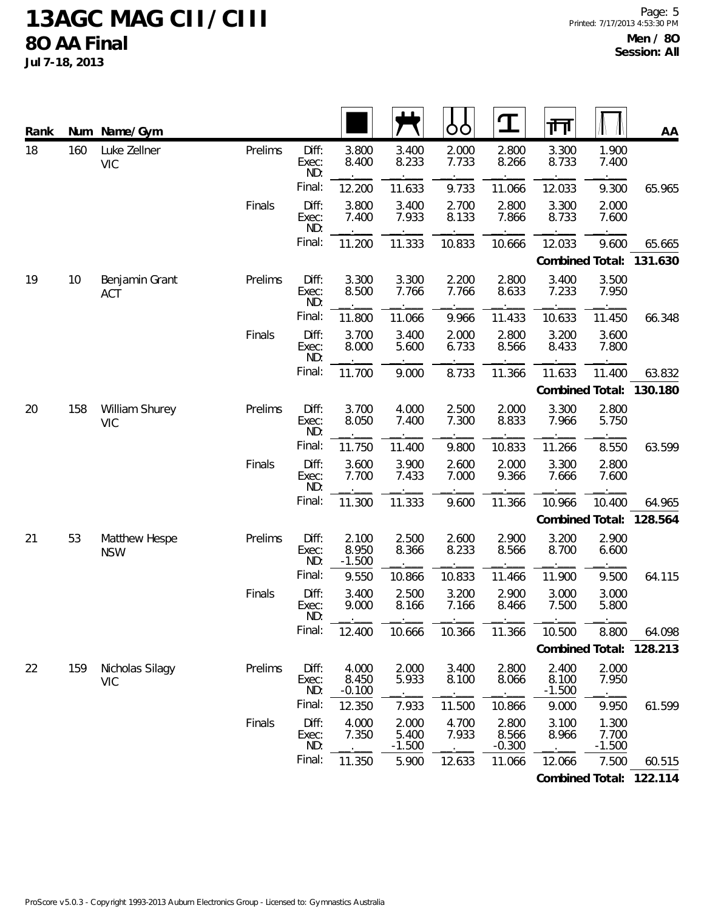# 13AGC MAG CII / CIII

## 8O AA Final

**Jul 7-18, 2013**

**Men / 8O**
**Session: All**

| Rank | Num | Name/Gym | Session | | Floor | Pommel Horse | Rings | Vault | Parallel Bars | High Bar | AA |
|---|---|---|---|---|---|---|---|---|---|---|---|
| 18 | 160 | Luke Zellner VIC | Prelims | Diff: | 3.800 | 3.400 | 2.000 | 2.800 | 3.300 | 1.900 | |
| | | | | Exec: | 8.400 | 8.233 | 7.733 | 8.266 | 8.733 | 7.400 | |
| | | | | ND: | | | | | | | |
| | | | | Final: | 12.200 | 11.633 | 9.733 | 11.066 | 12.033 | 9.300 | 65.965 |
| | | | Finals | Diff: | 3.800 | 3.400 | 2.700 | 2.800 | 3.300 | 2.000 | |
| | | | | Exec: | 7.400 | 7.933 | 8.133 | 7.866 | 8.733 | 7.600 | |
| | | | | ND: | | | | | | | |
| | | | | Final: | 11.200 | 11.333 | 10.833 | 10.666 | 12.033 | 9.600 | 65.665 |
| | | | | | | | | | **Combined Total:** | | **131.630** |
| 19 | 10 | Benjamin Grant ACT | Prelims | Diff: | 3.300 | 3.300 | 2.200 | 2.800 | 3.400 | 3.500 | |
| | | | | Exec: | 8.500 | 7.766 | 7.766 | 8.633 | 7.233 | 7.950 | |
| | | | | ND: | | | | | | | |
| | | | | Final: | 11.800 | 11.066 | 9.966 | 11.433 | 10.633 | 11.450 | 66.348 |
| | | | Finals | Diff: | 3.700 | 3.400 | 2.000 | 2.800 | 3.200 | 3.600 | |
| | | | | Exec: | 8.000 | 5.600 | 6.733 | 8.566 | 8.433 | 7.800 | |
| | | | | ND: | | | | | | | |
| | | | | Final: | 11.700 | 9.000 | 8.733 | 11.366 | 11.633 | 11.400 | 63.832 |
| | | | | | | | | | **Combined Total:** | | **130.180** |
| 20 | 158 | William Shurey VIC | Prelims | Diff: | 3.700 | 4.000 | 2.500 | 2.000 | 3.300 | 2.800 | |
| | | | | Exec: | 8.050 | 7.400 | 7.300 | 8.833 | 7.966 | 5.750 | |
| | | | | ND: | | | | | | | |
| | | | | Final: | 11.750 | 11.400 | 9.800 | 10.833 | 11.266 | 8.550 | 63.599 |
| | | | Finals | Diff: | 3.600 | 3.900 | 2.600 | 2.000 | 3.300 | 2.800 | |
| | | | | Exec: | 7.700 | 7.433 | 7.000 | 9.366 | 7.666 | 7.600 | |
| | | | | ND: | | | | | | | |
| | | | | Final: | 11.300 | 11.333 | 9.600 | 11.366 | 10.966 | 10.400 | 64.965 |
| | | | | | | | | | **Combined Total:** | | **128.564** |
| 21 | 53 | Matthew Hespe NSW | Prelims | Diff: | 2.100 | 2.500 | 2.600 | 2.900 | 3.200 | 2.900 | |
| | | | | Exec: | 8.950 | 8.366 | 8.233 | 8.566 | 8.700 | 6.600 | |
| | | | | ND: | -1.500 | | | | | | |
| | | | | Final: | 9.550 | 10.866 | 10.833 | 11.466 | 11.900 | 9.500 | 64.115 |
| | | | Finals | Diff: | 3.400 | 2.500 | 3.200 | 2.900 | 3.000 | 3.000 | |
| | | | | Exec: | 9.000 | 8.166 | 7.166 | 8.466 | 7.500 | 5.800 | |
| | | | | ND: | | | | | | | |
| | | | | Final: | 12.400 | 10.666 | 10.366 | 11.366 | 10.500 | 8.800 | 64.098 |
| | | | | | | | | | **Combined Total:** | | **128.213** |
| 22 | 159 | Nicholas Silagy VIC | Prelims | Diff: | 4.000 | 2.000 | 3.400 | 2.800 | 2.400 | 2.000 | |
| | | | | Exec: | 8.450 | 5.933 | 8.100 | 8.066 | 8.100 | 7.950 | |
| | | | | ND: | -0.100 | | | | -1.500 | | |
| | | | | Final: | 12.350 | 7.933 | 11.500 | 10.866 | 9.000 | 9.950 | 61.599 |
| | | | Finals | Diff: | 4.000 | 2.000 | 4.700 | 2.800 | 3.100 | 1.300 | |
| | | | | Exec: | 7.350 | 5.400 | 7.933 | 8.566 | 8.966 | 7.700 | |
| | | | | ND: | | -1.500 | | -0.300 | | -1.500 | |
| | | | | Final: | 11.350 | 5.900 | 12.633 | 11.066 | 12.066 | 7.500 | 60.515 |
| | | | | | | | | | **Combined Total:** | | **122.114** |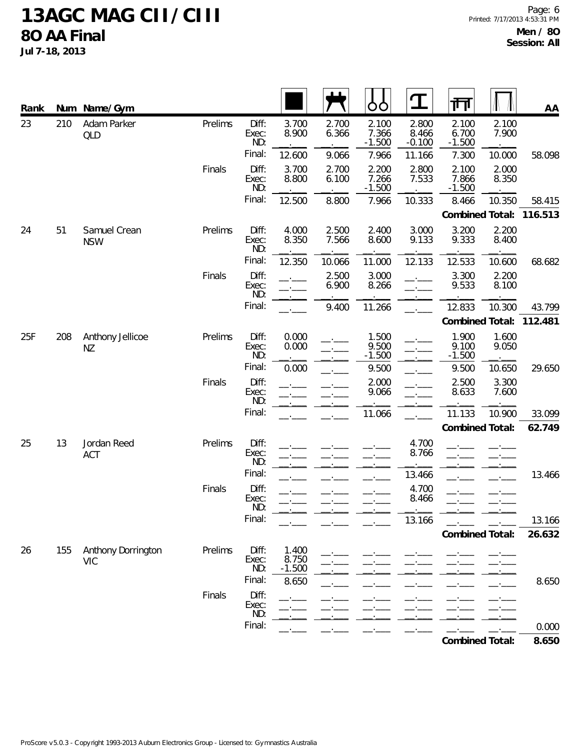# 13AGC MAG CII / CIII

## 8O AA Final

**Jul 7-18, 2013**

**Men / 8O**
**Session: All**

| Rank | Num | Name/Gym | | | Floor | Pommel Horse | Rings | Vault | Parallel Bars | High Bar | AA |
|---|---|---|---|---|---|---|---|---|---|---|---|
| 23 | 210 | Adam Parker QLD | Prelims | Diff: | 3.700 | 2.700 | 2.100 | 2.800 | 2.100 | 2.100 | |
| | | | | Exec: | 8.900 | 6.366 | 7.366 | 8.466 | 6.700 | 7.900 | |
| | | | | ND: | | | -1.500 | -0.100 | -1.500 | | |
| | | | | Final: | 12.600 | 9.066 | 7.966 | 11.166 | 7.300 | 10.000 | 58.098 |
| | | | Finals | Diff: | 3.700 | 2.700 | 2.200 | 2.800 | 2.100 | 2.000 | |
| | | | | Exec: | 8.800 | 6.100 | 7.266 | 7.533 | 7.866 | 8.350 | |
| | | | | ND: | | | -1.500 | | -1.500 | | |
| | | | | Final: | 12.500 | 8.800 | 7.966 | 10.333 | 8.466 | 10.350 | 58.415 |
| | | | | | | | | | **Combined Total:** | | **116.513** |
| 24 | 51 | Samuel Crean NSW | Prelims | Diff: | 4.000 | 2.500 | 2.400 | 3.000 | 3.200 | 2.200 | |
| | | | | Exec: | 8.350 | 7.566 | 8.600 | 9.133 | 9.333 | 8.400 | |
| | | | | ND: | | | | | | | |
| | | | | Final: | 12.350 | 10.066 | 11.000 | 12.133 | 12.533 | 10.600 | 68.682 |
| | | | Finals | Diff: | | 2.500 | 3.000 | | 3.300 | 2.200 | |
| | | | | Exec: | | 6.900 | 8.266 | | 9.533 | 8.100 | |
| | | | | ND: | | | | | | | |
| | | | | Final: | | 9.400 | 11.266 | | 12.833 | 10.300 | 43.799 |
| | | | | | | | | | **Combined Total:** | | **112.481** |
| 25F | 208 | Anthony Jellicoe NZ | Prelims | Diff: | 0.000 | | 1.500 | | 1.900 | 1.600 | |
| | | | | Exec: | 0.000 | | 9.500 | | 9.100 | 9.050 | |
| | | | | ND: | | | -1.500 | | -1.500 | | |
| | | | | Final: | 0.000 | | 9.500 | | 9.500 | 10.650 | 29.650 |
| | | | Finals | Diff: | | | 2.000 | | 2.500 | 3.300 | |
| | | | | Exec: | | | 9.066 | | 8.633 | 7.600 | |
| | | | | ND: | | | | | | | |
| | | | | Final: | | | 11.066 | | 11.133 | 10.900 | 33.099 |
| | | | | | | | | | **Combined Total:** | | **62.749** |
| 25 | 13 | Jordan Reed ACT | Prelims | Diff: | | | | 4.700 | | | |
| | | | | Exec: | | | | 8.766 | | | |
| | | | | ND: | | | | | | | |
| | | | | Final: | | | | 13.466 | | | 13.466 |
| | | | Finals | Diff: | | | | 4.700 | | | |
| | | | | Exec: | | | | 8.466 | | | |
| | | | | ND: | | | | | | | |
| | | | | Final: | | | | 13.166 | | | 13.166 |
| | | | | | | | | | **Combined Total:** | | **26.632** |
| 26 | 155 | Anthony Dorrington VIC | Prelims | Diff: | 1.400 | | | | | | |
| | | | | Exec: | 8.750 | | | | | | |
| | | | | ND: | -1.500 | | | | | | |
| | | | | Final: | 8.650 | | | | | | 8.650 |
| | | | Finals | Diff: | | | | | | | |
| | | | | Exec: | | | | | | | |
| | | | | ND: | | | | | | | |
| | | | | Final: | | | | | | | 0.000 |
| | | | | | | | | | **Combined Total:** | | **8.650** |

ProScore v5.0.3 - Copyright 1993-2013 Auburn Electronics Group - Licensed to: Gymnastics Australia